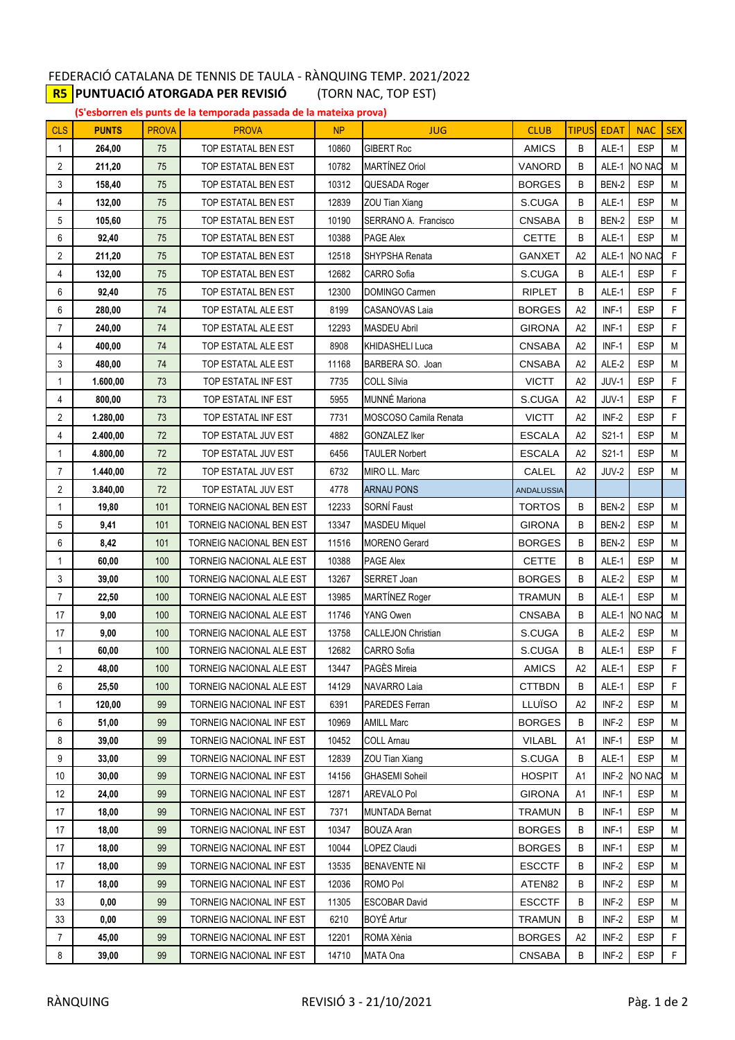FEDERACIÓ CATALANA DE TENNIS DE TAULA - RÀNQUING TEMP. 2021/2022

**R5** **PUNTUACIÓ ATORGADA PER REVISIÓ** (TORN NAC, TOP EST)

**(S'esborren els punts de la temporada passada de la mateixa prova)**

| CLS | PUNTS | PROVA | PROVA | NP | JUG | CLUB | TIPUS | EDAT | NAC | SEX |
|---|---|---|---|---|---|---|---|---|---|---|
| 1 | **264,00** | 75 | TOP ESTATAL BEN EST | 10860 | GIBERT Roc | AMICS | B | ALE-1 | ESP | M |
| 2 | **211,20** | 75 | TOP ESTATAL BEN EST | 10782 | MARTÍNEZ Oriol | VANORD | B | ALE-1 | NO NAC | M |
| 3 | **158,40** | 75 | TOP ESTATAL BEN EST | 10312 | QUESADA Roger | BORGES | B | BEN-2 | ESP | M |
| 4 | **132,00** | 75 | TOP ESTATAL BEN EST | 12839 | ZOU Tian Xiang | S.CUGA | B | ALE-1 | ESP | M |
| 5 | **105,60** | 75 | TOP ESTATAL BEN EST | 10190 | SERRANO A. Francisco | CNSABA | B | BEN-2 | ESP | M |
| 6 | **92,40** | 75 | TOP ESTATAL BEN EST | 10388 | PAGE Alex | CETTE | B | ALE-1 | ESP | M |
| 2 | **211,20** | 75 | TOP ESTATAL BEN EST | 12518 | SHYPSHA Renata | GANXET | A2 | ALE-1 | NO NAC | F |
| 4 | **132,00** | 75 | TOP ESTATAL BEN EST | 12682 | CARRO Sofia | S.CUGA | B | ALE-1 | ESP | F |
| 6 | **92,40** | 75 | TOP ESTATAL BEN EST | 12300 | DOMINGO Carmen | RIPLET | B | ALE-1 | ESP | F |
| 6 | **280,00** | 74 | TOP ESTATAL ALE EST | 8199 | CASANOVAS Laia | BORGES | A2 | INF-1 | ESP | F |
| 7 | **240,00** | 74 | TOP ESTATAL ALE EST | 12293 | MASDEU Abril | GIRONA | A2 | INF-1 | ESP | F |
| 4 | **400,00** | 74 | TOP ESTATAL ALE EST | 8908 | KHIDASHELI Luca | CNSABA | A2 | INF-1 | ESP | M |
| 3 | **480,00** | 74 | TOP ESTATAL ALE EST | 11168 | BARBERA SO. Joan | CNSABA | A2 | ALE-2 | ESP | M |
| 1 | **1.600,00** | 73 | TOP ESTATAL INF EST | 7735 | COLL Sílvia | VICTT | A2 | JUV-1 | ESP | F |
| 4 | **800,00** | 73 | TOP ESTATAL INF EST | 5955 | MUNNÉ Mariona | S.CUGA | A2 | JUV-1 | ESP | F |
| 2 | **1.280,00** | 73 | TOP ESTATAL INF EST | 7731 | MOSCOSO Camila Renata | VICTT | A2 | INF-2 | ESP | F |
| 4 | **2.400,00** | 72 | TOP ESTATAL JUV EST | 4882 | GONZALEZ Iker | ESCALA | A2 | S21-1 | ESP | M |
| 1 | **4.800,00** | 72 | TOP ESTATAL JUV EST | 6456 | TAULER Norbert | ESCALA | A2 | S21-1 | ESP | M |
| 7 | **1.440,00** | 72 | TOP ESTATAL JUV EST | 6732 | MIRO LL. Marc | CALEL | A2 | JUV-2 | ESP | M |
| 2 | **3.840,00** | 72 | TOP ESTATAL JUV EST | 4778 | ARNAU PONS | ANDALUSSIA | | | | |
| 1 | **19,80** | 101 | TORNEIG NACIONAL BEN EST | 12233 | SORNÍ Faust | TORTOS | B | BEN-2 | ESP | M |
| 5 | **9,41** | 101 | TORNEIG NACIONAL BEN EST | 13347 | MASDEU Miquel | GIRONA | B | BEN-2 | ESP | M |
| 6 | **8,42** | 101 | TORNEIG NACIONAL BEN EST | 11516 | MORENO Gerard | BORGES | B | BEN-2 | ESP | M |
| 1 | **60,00** | 100 | TORNEIG NACIONAL ALE EST | 10388 | PAGE Alex | CETTE | B | ALE-1 | ESP | M |
| 3 | **39,00** | 100 | TORNEIG NACIONAL ALE EST | 13267 | SERRET Joan | BORGES | B | ALE-2 | ESP | M |
| 7 | **22,50** | 100 | TORNEIG NACIONAL ALE EST | 13985 | MARTÍNEZ Roger | TRAMUN | B | ALE-1 | ESP | M |
| 17 | **9,00** | 100 | TORNEIG NACIONAL ALE EST | 11746 | YANG Owen | CNSABA | B | ALE-1 | NO NAC | M |
| 17 | **9,00** | 100 | TORNEIG NACIONAL ALE EST | 13758 | CALLEJON Christian | S.CUGA | B | ALE-2 | ESP | M |
| 1 | **60,00** | 100 | TORNEIG NACIONAL ALE EST | 12682 | CARRO Sofia | S.CUGA | B | ALE-1 | ESP | F |
| 2 | **48,00** | 100 | TORNEIG NACIONAL ALE EST | 13447 | PAGÈS Mireia | AMICS | A2 | ALE-1 | ESP | F |
| 6 | **25,50** | 100 | TORNEIG NACIONAL ALE EST | 14129 | NAVARRO Laia | CTTBDN | B | ALE-1 | ESP | F |
| 1 | **120,00** | 99 | TORNEIG NACIONAL INF EST | 6391 | PAREDES Ferran | LLUÏSO | A2 | INF-2 | ESP | M |
| 6 | **51,00** | 99 | TORNEIG NACIONAL INF EST | 10969 | AMILL Marc | BORGES | B | INF-2 | ESP | M |
| 8 | **39,00** | 99 | TORNEIG NACIONAL INF EST | 10452 | COLL Arnau | VILABL | A1 | INF-1 | ESP | M |
| 9 | **33,00** | 99 | TORNEIG NACIONAL INF EST | 12839 | ZOU Tian Xiang | S.CUGA | B | ALE-1 | ESP | M |
| 10 | **30,00** | 99 | TORNEIG NACIONAL INF EST | 14156 | GHASEMI Soheil | HOSPIT | A1 | INF-2 | NO NAC | M |
| 12 | **24,00** | 99 | TORNEIG NACIONAL INF EST | 12871 | AREVALO Pol | GIRONA | A1 | INF-1 | ESP | M |
| 17 | **18,00** | 99 | TORNEIG NACIONAL INF EST | 7371 | MUNTADA Bernat | TRAMUN | B | INF-1 | ESP | M |
| 17 | **18,00** | 99 | TORNEIG NACIONAL INF EST | 10347 | BOUZA Aran | BORGES | B | INF-1 | ESP | M |
| 17 | **18,00** | 99 | TORNEIG NACIONAL INF EST | 10044 | LOPEZ Claudi | BORGES | B | INF-1 | ESP | M |
| 17 | **18,00** | 99 | TORNEIG NACIONAL INF EST | 13535 | BENAVENTE Nil | ESCCTF | B | INF-2 | ESP | M |
| 17 | **18,00** | 99 | TORNEIG NACIONAL INF EST | 12036 | ROMO Pol | ATEN82 | B | INF-2 | ESP | M |
| 33 | **0,00** | 99 | TORNEIG NACIONAL INF EST | 11305 | ESCOBAR David | ESCCTF | B | INF-2 | ESP | M |
| 33 | **0,00** | 99 | TORNEIG NACIONAL INF EST | 6210 | BOYÉ Artur | TRAMUN | B | INF-2 | ESP | M |
| 7 | **45,00** | 99 | TORNEIG NACIONAL INF EST | 12201 | ROMA Xènia | BORGES | A2 | INF-2 | ESP | F |
| 8 | **39,00** | 99 | TORNEIG NACIONAL INF EST | 14710 | MATA Ona | CNSABA | B | INF-2 | ESP | F |

RÀNQUING — REVISIÓ 3 - 21/10/2021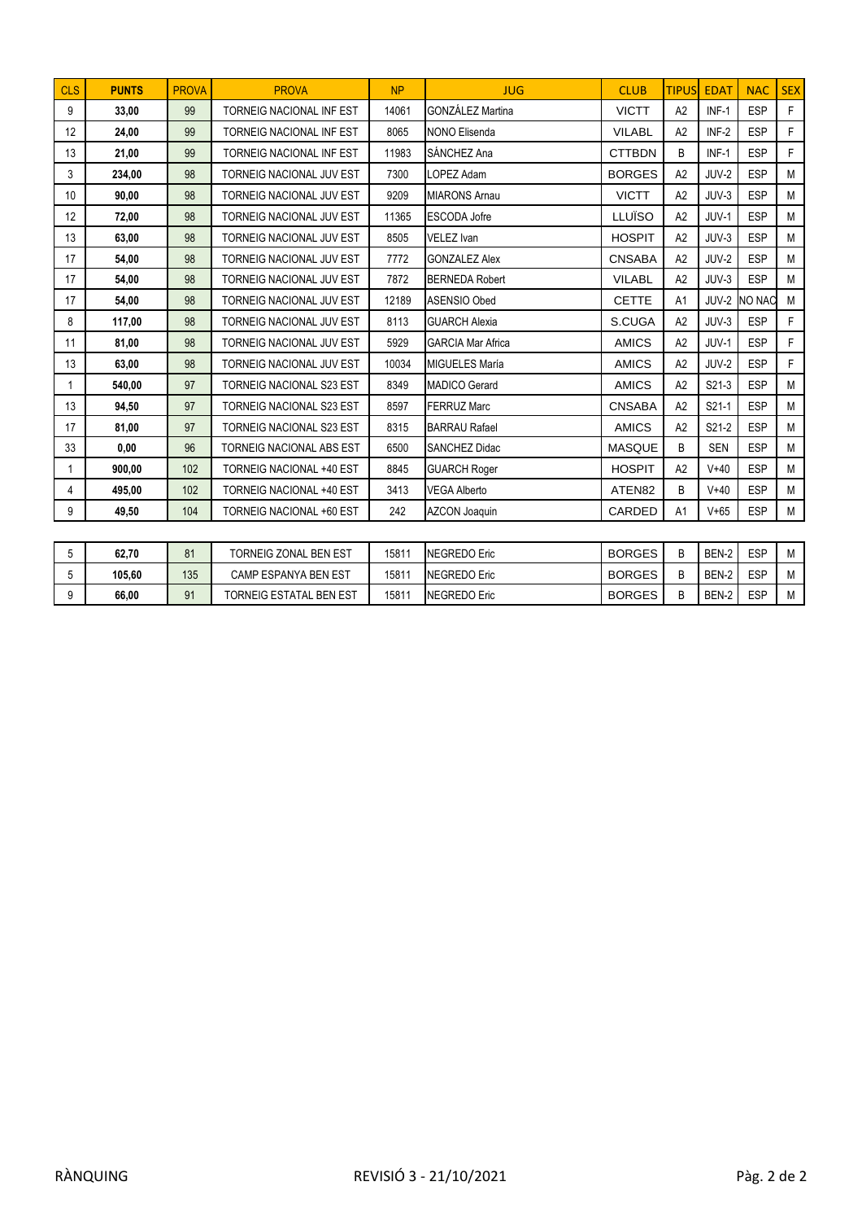| CLS | PUNTS | PROVA | PROVA | NP | JUG | CLUB | TIPUS | EDAT | NAC | SEX |
|---|---|---|---|---|---|---|---|---|---|---|
| 9 | 33,00 | 99 | TORNEIG NACIONAL INF EST | 14061 | GONZÁLEZ Martina | VICTT | A2 | INF-1 | ESP | F |
| 12 | 24,00 | 99 | TORNEIG NACIONAL INF EST | 8065 | NONO Elisenda | VILABL | A2 | INF-2 | ESP | F |
| 13 | 21,00 | 99 | TORNEIG NACIONAL INF EST | 11983 | SÁNCHEZ Ana | CTTBDN | B | INF-1 | ESP | F |
| 3 | 234,00 | 98 | TORNEIG NACIONAL JUV EST | 7300 | LOPEZ Adam | BORGES | A2 | JUV-2 | ESP | M |
| 10 | 90,00 | 98 | TORNEIG NACIONAL JUV EST | 9209 | MIARONS Arnau | VICTT | A2 | JUV-3 | ESP | M |
| 12 | 72,00 | 98 | TORNEIG NACIONAL JUV EST | 11365 | ESCODA Jofre | LLUÏSO | A2 | JUV-1 | ESP | M |
| 13 | 63,00 | 98 | TORNEIG NACIONAL JUV EST | 8505 | VELEZ Ivan | HOSPIT | A2 | JUV-3 | ESP | M |
| 17 | 54,00 | 98 | TORNEIG NACIONAL JUV EST | 7772 | GONZALEZ Alex | CNSABA | A2 | JUV-2 | ESP | M |
| 17 | 54,00 | 98 | TORNEIG NACIONAL JUV EST | 7872 | BERNEDA Robert | VILABL | A2 | JUV-3 | ESP | M |
| 17 | 54,00 | 98 | TORNEIG NACIONAL JUV EST | 12189 | ASENSIO Obed | CETTE | A1 | JUV-2 | NO NAC | M |
| 8 | 117,00 | 98 | TORNEIG NACIONAL JUV EST | 8113 | GUARCH Alexia | S.CUGA | A2 | JUV-3 | ESP | F |
| 11 | 81,00 | 98 | TORNEIG NACIONAL JUV EST | 5929 | GARCIA Mar Africa | AMICS | A2 | JUV-1 | ESP | F |
| 13 | 63,00 | 98 | TORNEIG NACIONAL JUV EST | 10034 | MIGUELES María | AMICS | A2 | JUV-2 | ESP | F |
| 1 | 540,00 | 97 | TORNEIG NACIONAL S23 EST | 8349 | MADICO Gerard | AMICS | A2 | S21-3 | ESP | M |
| 13 | 94,50 | 97 | TORNEIG NACIONAL S23 EST | 8597 | FERRUZ Marc | CNSABA | A2 | S21-1 | ESP | M |
| 17 | 81,00 | 97 | TORNEIG NACIONAL S23 EST | 8315 | BARRAU Rafael | AMICS | A2 | S21-2 | ESP | M |
| 33 | 0,00 | 96 | TORNEIG NACIONAL ABS EST | 6500 | SANCHEZ Didac | MASQUE | B | SEN | ESP | M |
| 1 | 900,00 | 102 | TORNEIG NACIONAL +40 EST | 8845 | GUARCH Roger | HOSPIT | A2 | V+40 | ESP | M |
| 4 | 495,00 | 102 | TORNEIG NACIONAL +40 EST | 3413 | VEGA Alberto | ATEN82 | B | V+40 | ESP | M |
| 9 | 49,50 | 104 | TORNEIG NACIONAL +60 EST | 242 | AZCON Joaquin | CARDED | A1 | V+65 | ESP | M |

| | | | | | | | | | | |
|---|---|---|---|---|---|---|---|---|---|---|
| 5 | 62,70 | 81 | TORNEIG ZONAL BEN EST | 15811 | NEGREDO Eric | BORGES | B | BEN-2 | ESP | M |
| 5 | 105,60 | 135 | CAMP ESPANYA BEN EST | 15811 | NEGREDO Eric | BORGES | B | BEN-2 | ESP | M |
| 9 | 66,00 | 91 | TORNEIG ESTATAL BEN EST | 15811 | NEGREDO Eric | BORGES | B | BEN-2 | ESP | M |

RÀNQUING — REVISIÓ 3 - 21/10/2021